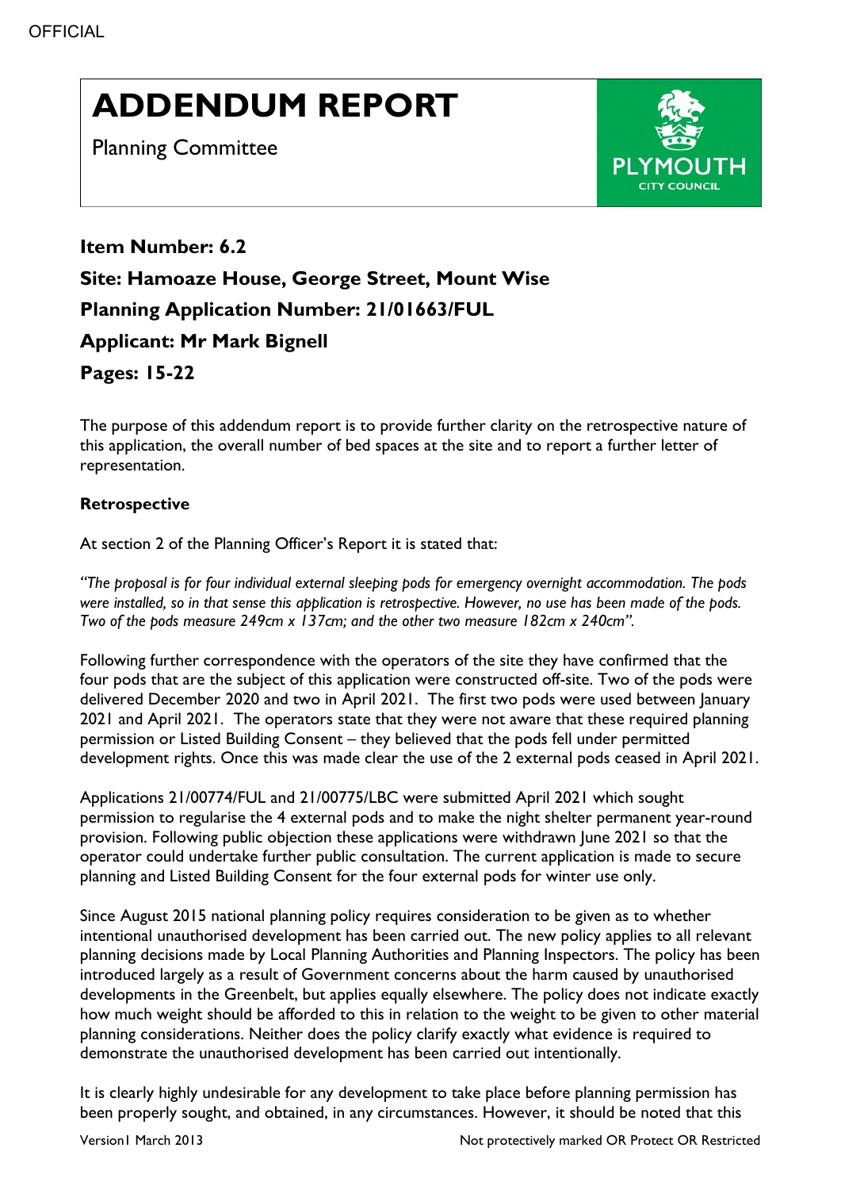# ADDENDUM REPORT

Planning Committee

**Item Number: 6.2**

**Site: Hamoaze House, George Street, Mount Wise**

**Planning Application Number: 21/01663/FUL**

**Applicant: Mr Mark Bignell**

**Pages: 15-22**

The purpose of this addendum report is to provide further clarity on the retrospective nature of this application, the overall number of bed spaces at the site and to report a further letter of representation.

**Retrospective**

At section 2 of the Planning Officer's Report it is stated that:

*"The proposal is for four individual external sleeping pods for emergency overnight accommodation. The pods were installed, so in that sense this application is retrospective. However, no use has been made of the pods. Two of the pods measure 249cm x 137cm; and the other two measure 182cm x 240cm".*

Following further correspondence with the operators of the site they have confirmed that the four pods that are the subject of this application were constructed off-site. Two of the pods were delivered December 2020 and two in April 2021. The first two pods were used between January 2021 and April 2021. The operators state that they were not aware that these required planning permission or Listed Building Consent – they believed that the pods fell under permitted development rights. Once this was made clear the use of the 2 external pods ceased in April 2021.

Applications 21/00774/FUL and 21/00775/LBC were submitted April 2021 which sought permission to regularise the 4 external pods and to make the night shelter permanent year-round provision. Following public objection these applications were withdrawn June 2021 so that the operator could undertake further public consultation. The current application is made to secure planning and Listed Building Consent for the four external pods for winter use only.

Since August 2015 national planning policy requires consideration to be given as to whether intentional unauthorised development has been carried out. The new policy applies to all relevant planning decisions made by Local Planning Authorities and Planning Inspectors. The policy has been introduced largely as a result of Government concerns about the harm caused by unauthorised developments in the Greenbelt, but applies equally elsewhere. The policy does not indicate exactly how much weight should be afforded to this in relation to the weight to be given to other material planning considerations. Neither does the policy clarify exactly what evidence is required to demonstrate the unauthorised development has been carried out intentionally.

It is clearly highly undesirable for any development to take place before planning permission has been properly sought, and obtained, in any circumstances. However, it should be noted that this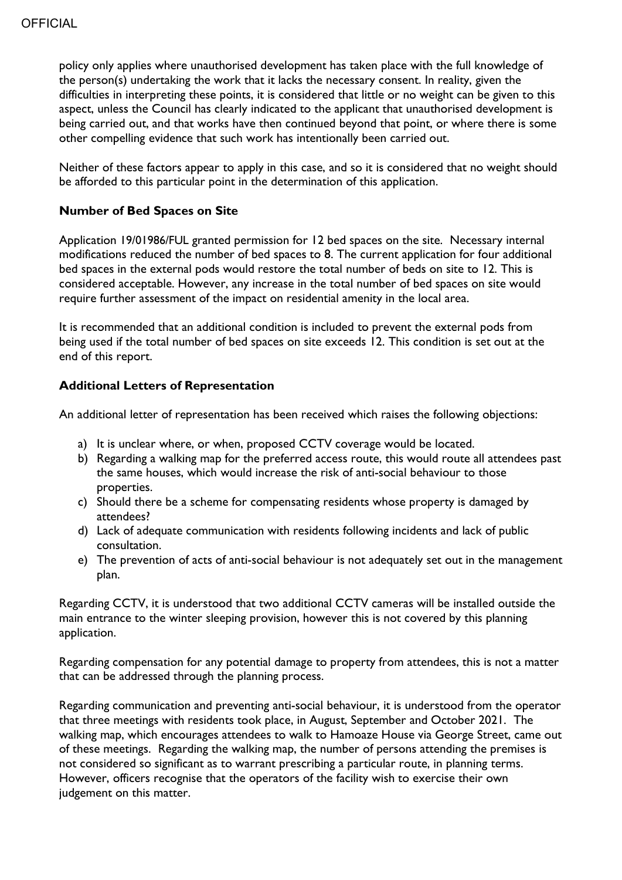policy only applies where unauthorised development has taken place with the full knowledge of the person(s) undertaking the work that it lacks the necessary consent. In reality, given the difficulties in interpreting these points, it is considered that little or no weight can be given to this aspect, unless the Council has clearly indicated to the applicant that unauthorised development is being carried out, and that works have then continued beyond that point, or where there is some other compelling evidence that such work has intentionally been carried out.

Neither of these factors appear to apply in this case, and so it is considered that no weight should be afforded to this particular point in the determination of this application.

**Number of Bed Spaces on Site**

Application 19/01986/FUL granted permission for 12 bed spaces on the site. Necessary internal modifications reduced the number of bed spaces to 8. The current application for four additional bed spaces in the external pods would restore the total number of beds on site to 12. This is considered acceptable. However, any increase in the total number of bed spaces on site would require further assessment of the impact on residential amenity in the local area.

It is recommended that an additional condition is included to prevent the external pods from being used if the total number of bed spaces on site exceeds 12. This condition is set out at the end of this report.

**Additional Letters of Representation**

An additional letter of representation has been received which raises the following objections:

a) It is unclear where, or when, proposed CCTV coverage would be located.
b) Regarding a walking map for the preferred access route, this would route all attendees past the same houses, which would increase the risk of anti-social behaviour to those properties.
c) Should there be a scheme for compensating residents whose property is damaged by attendees?
d) Lack of adequate communication with residents following incidents and lack of public consultation.
e) The prevention of acts of anti-social behaviour is not adequately set out in the management plan.

Regarding CCTV, it is understood that two additional CCTV cameras will be installed outside the main entrance to the winter sleeping provision, however this is not covered by this planning application.

Regarding compensation for any potential damage to property from attendees, this is not a matter that can be addressed through the planning process.

Regarding communication and preventing anti-social behaviour, it is understood from the operator that three meetings with residents took place, in August, September and October 2021. The walking map, which encourages attendees to walk to Hamoaze House via George Street, came out of these meetings. Regarding the walking map, the number of persons attending the premises is not considered so significant as to warrant prescribing a particular route, in planning terms. However, officers recognise that the operators of the facility wish to exercise their own judgement on this matter.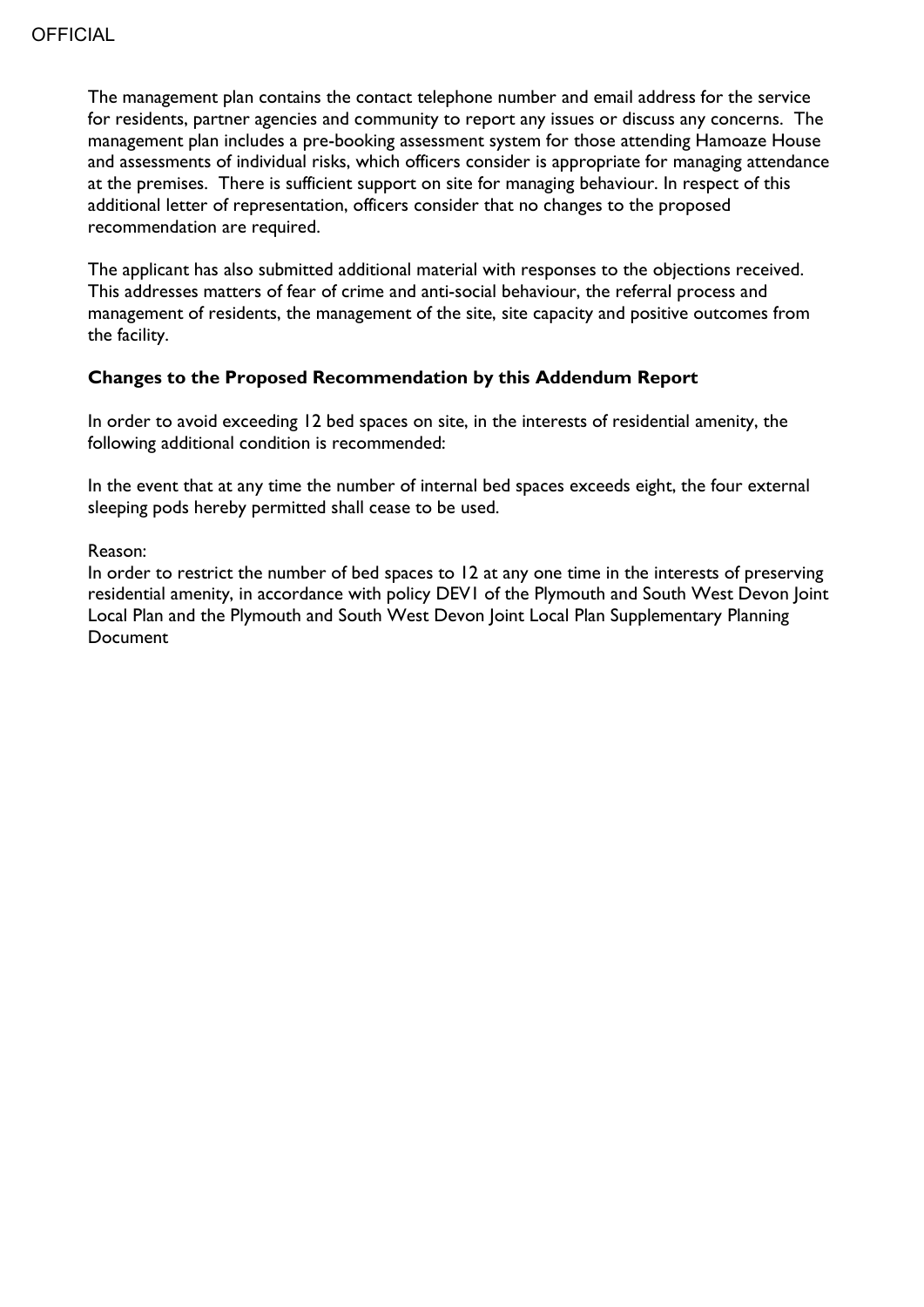The management plan contains the contact telephone number and email address for the service for residents, partner agencies and community to report any issues or discuss any concerns. The management plan includes a pre-booking assessment system for those attending Hamoaze House and assessments of individual risks, which officers consider is appropriate for managing attendance at the premises. There is sufficient support on site for managing behaviour. In respect of this additional letter of representation, officers consider that no changes to the proposed recommendation are required.

The applicant has also submitted additional material with responses to the objections received. This addresses matters of fear of crime and anti-social behaviour, the referral process and management of residents, the management of the site, site capacity and positive outcomes from the facility.

**Changes to the Proposed Recommendation by this Addendum Report**

In order to avoid exceeding 12 bed spaces on site, in the interests of residential amenity, the following additional condition is recommended:

In the event that at any time the number of internal bed spaces exceeds eight, the four external sleeping pods hereby permitted shall cease to be used.

Reason:
In order to restrict the number of bed spaces to 12 at any one time in the interests of preserving residential amenity, in accordance with policy DEV1 of the Plymouth and South West Devon Joint Local Plan and the Plymouth and South West Devon Joint Local Plan Supplementary Planning Document